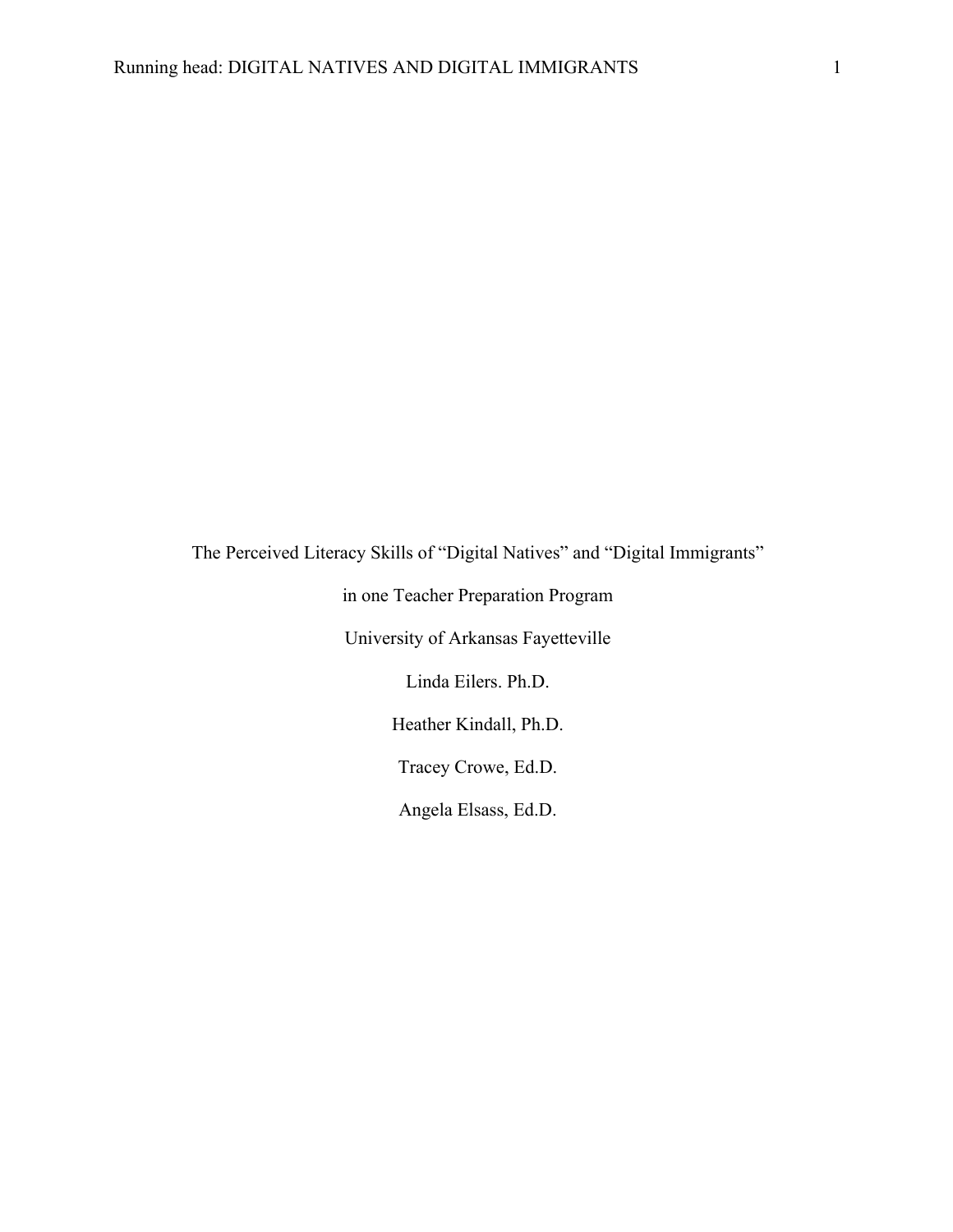# The Perceived Literacy Skills of "Digital Natives" and "Digital Immigrants" in one Teacher Preparation Program

University of Arkansas Fayetteville

Linda Eilers. Ph.D.

Heather Kindall, Ph.D.

Tracey Crowe, Ed.D.

Angela Elsass, Ed.D.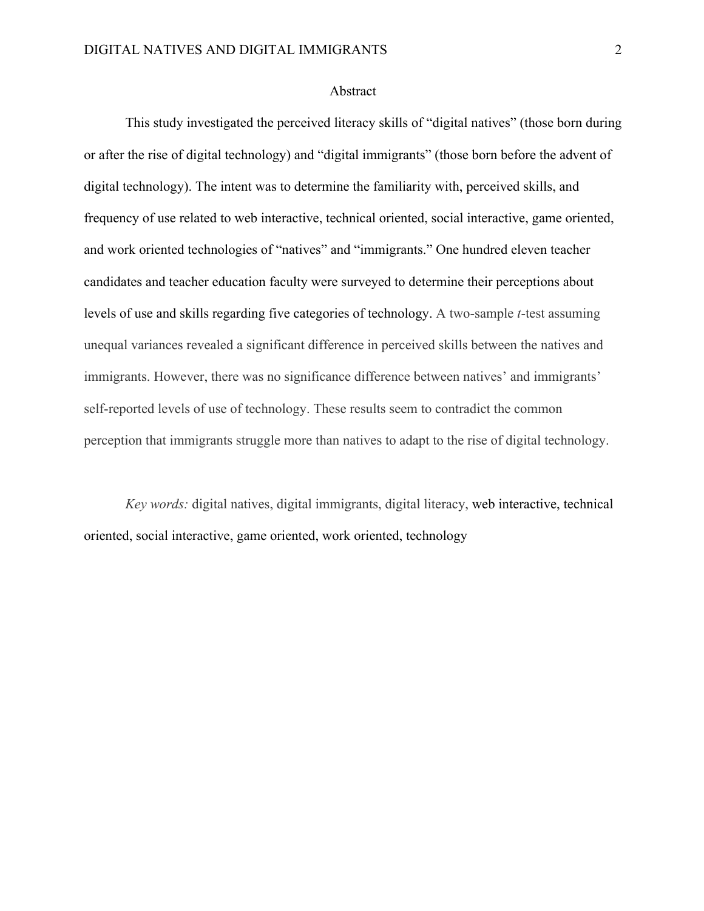# Abstract

This study investigated the perceived literacy skills of "digital natives" (those born during or after the rise of digital technology) and "digital immigrants" (those born before the advent of digital technology). The intent was to determine the familiarity with, perceived skills, and frequency of use related to web interactive, technical oriented, social interactive, game oriented, and work oriented technologies of "natives" and "immigrants." One hundred eleven teacher candidates and teacher education faculty were surveyed to determine their perceptions about levels of use and skills regarding five categories of technology. A two-sample *t*-test assuming unequal variances revealed a significant difference in perceived skills between the natives and immigrants. However, there was no significance difference between natives' and immigrants' self-reported levels of use of technology. These results seem to contradict the common perception that immigrants struggle more than natives to adapt to the rise of digital technology.

*Key words:* digital natives, digital immigrants, digital literacy, web interactive, technical oriented, social interactive, game oriented, work oriented, technology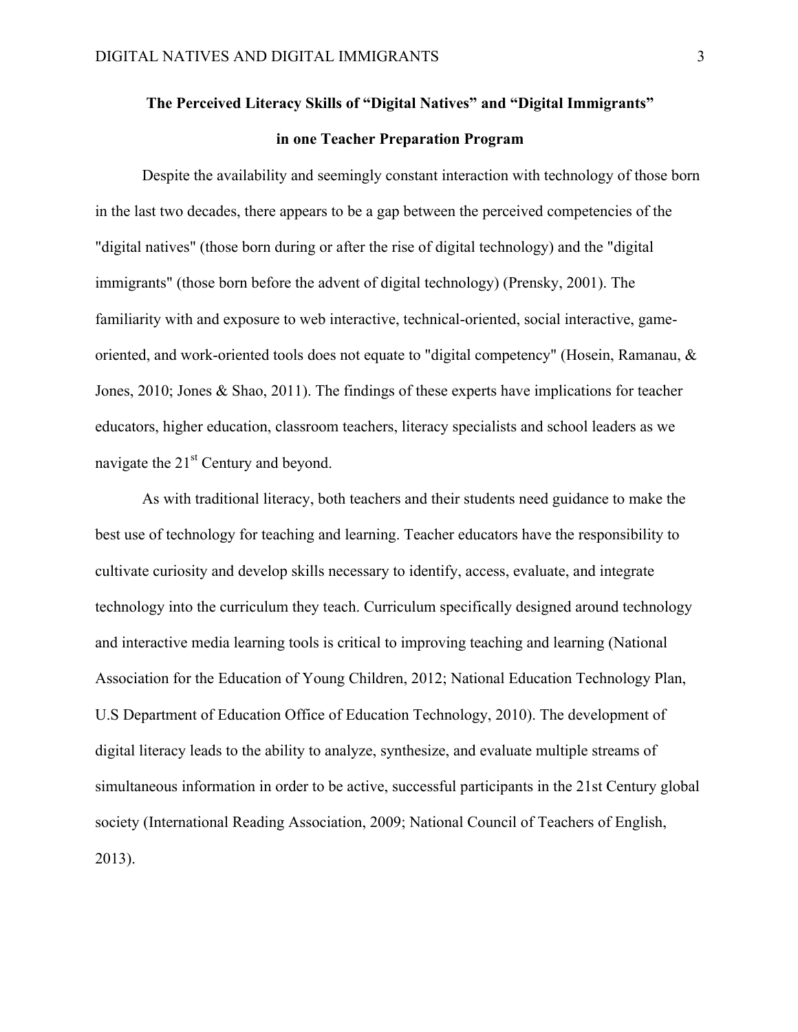## The Perceived Literacy Skills of "Digital Natives" and "Digital Immigrants" in one Teacher Preparation Program

Despite the availability and seemingly constant interaction with technology of those born in the last two decades, there appears to be a gap between the perceived competencies of the "digital natives" (those born during or after the rise of digital technology) and the "digital immigrants" (those born before the advent of digital technology) (Prensky, 2001). The familiarity with and exposure to web interactive, technical-oriented, social interactive, game-oriented, and work-oriented tools does not equate to "digital competency" (Hosein, Ramanau, & Jones, 2010; Jones & Shao, 2011). The findings of these experts have implications for teacher educators, higher education, classroom teachers, literacy specialists and school leaders as we navigate the 21st Century and beyond.

As with traditional literacy, both teachers and their students need guidance to make the best use of technology for teaching and learning. Teacher educators have the responsibility to cultivate curiosity and develop skills necessary to identify, access, evaluate, and integrate technology into the curriculum they teach. Curriculum specifically designed around technology and interactive media learning tools is critical to improving teaching and learning (National Association for the Education of Young Children, 2012; National Education Technology Plan, U.S Department of Education Office of Education Technology, 2010). The development of digital literacy leads to the ability to analyze, synthesize, and evaluate multiple streams of simultaneous information in order to be active, successful participants in the 21st Century global society (International Reading Association, 2009; National Council of Teachers of English, 2013).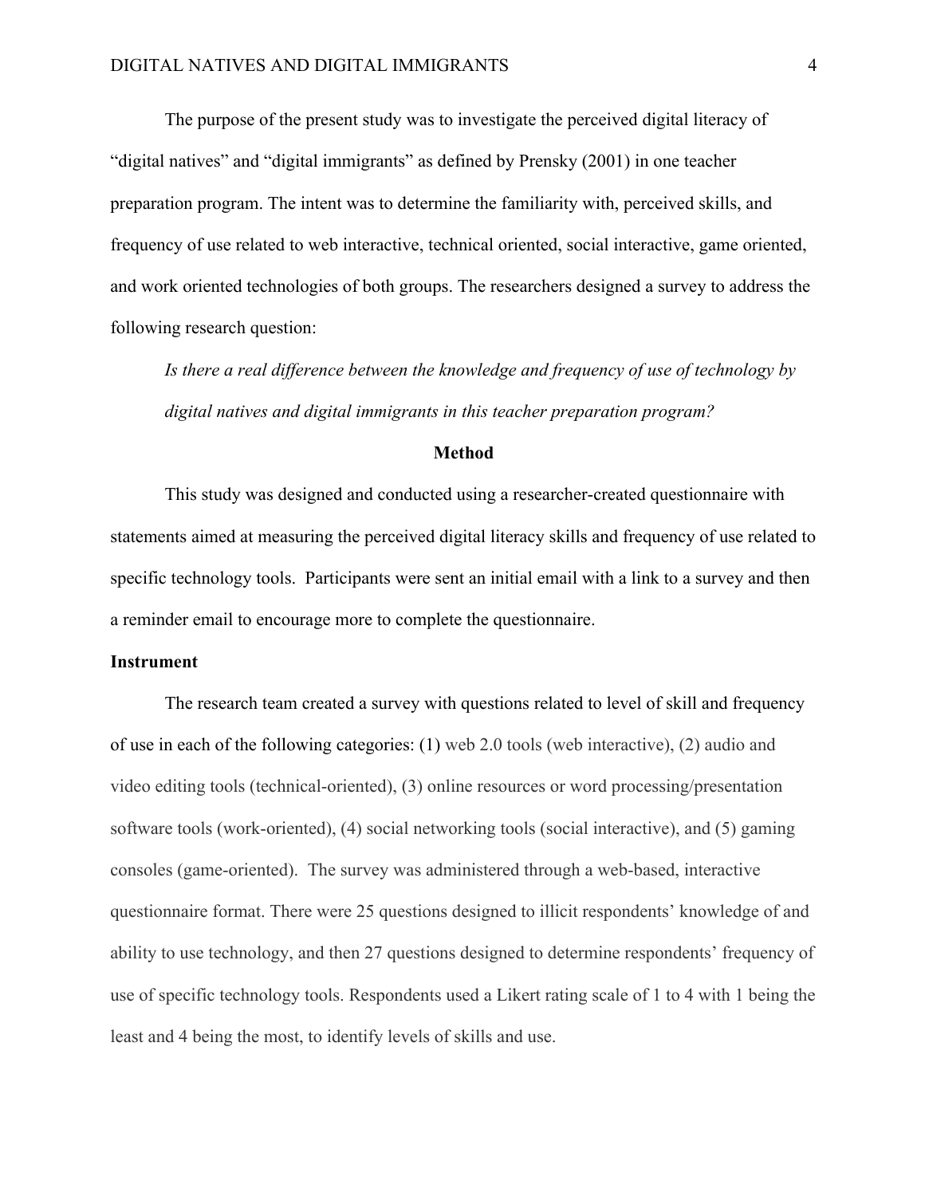The purpose of the present study was to investigate the perceived digital literacy of "digital natives" and "digital immigrants" as defined by Prensky (2001) in one teacher preparation program. The intent was to determine the familiarity with, perceived skills, and frequency of use related to web interactive, technical oriented, social interactive, game oriented, and work oriented technologies of both groups. The researchers designed a survey to address the following research question:

*Is there a real difference between the knowledge and frequency of use of technology by digital natives and digital immigrants in this teacher preparation program?*

## Method

This study was designed and conducted using a researcher-created questionnaire with statements aimed at measuring the perceived digital literacy skills and frequency of use related to specific technology tools. Participants were sent an initial email with a link to a survey and then a reminder email to encourage more to complete the questionnaire.

### Instrument

The research team created a survey with questions related to level of skill and frequency of use in each of the following categories: (1) web 2.0 tools (web interactive), (2) audio and video editing tools (technical-oriented), (3) online resources or word processing/presentation software tools (work-oriented), (4) social networking tools (social interactive), and (5) gaming consoles (game-oriented). The survey was administered through a web-based, interactive questionnaire format. There were 25 questions designed to illicit respondents' knowledge of and ability to use technology, and then 27 questions designed to determine respondents' frequency of use of specific technology tools. Respondents used a Likert rating scale of 1 to 4 with 1 being the least and 4 being the most, to identify levels of skills and use.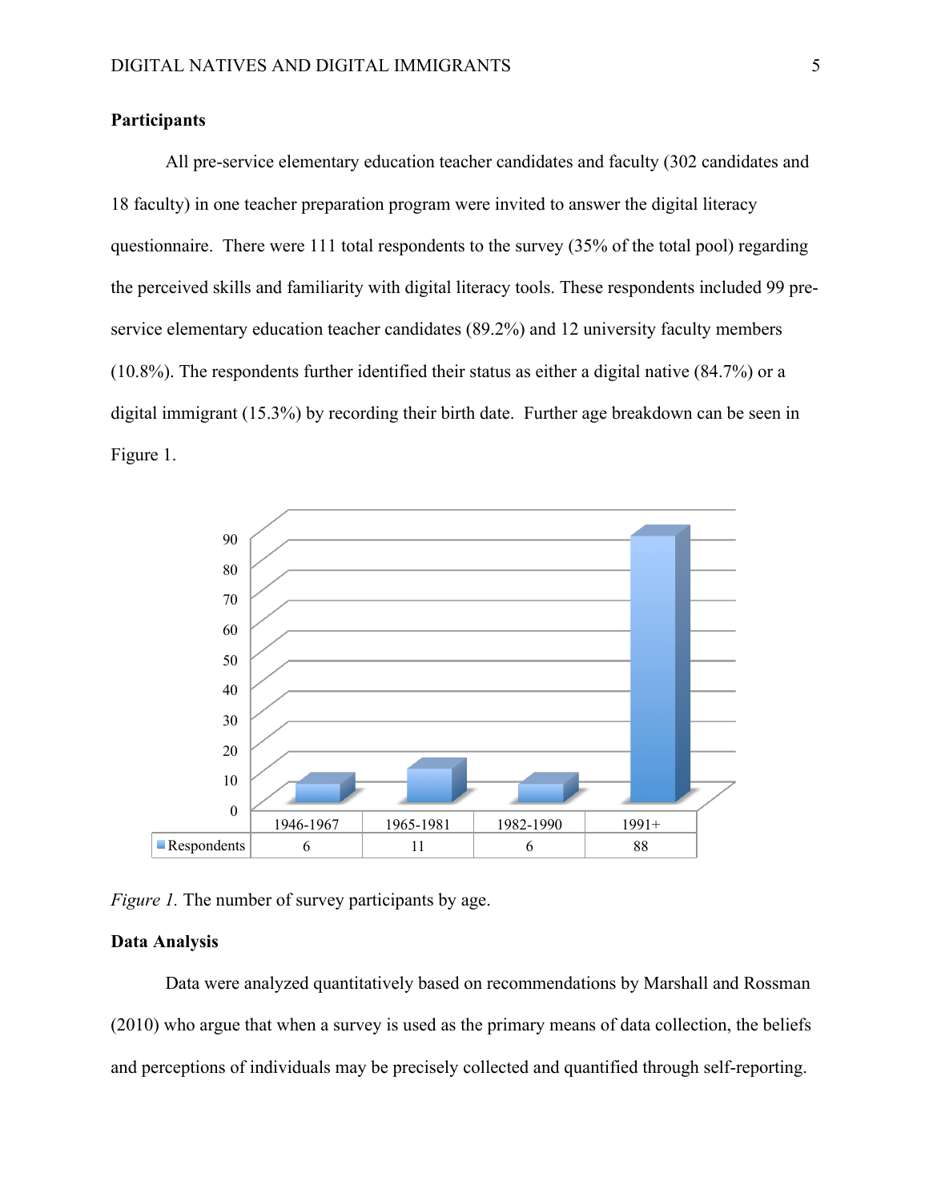**Participants**

All pre-service elementary education teacher candidates and faculty (302 candidates and 18 faculty) in one teacher preparation program were invited to answer the digital literacy questionnaire. There were 111 total respondents to the survey (35% of the total pool) regarding the perceived skills and familiarity with digital literacy tools. These respondents included 99 pre-service elementary education teacher candidates (89.2%) and 12 university faculty members (10.8%). The respondents further identified their status as either a digital native (84.7%) or a digital immigrant (15.3%) by recording their birth date. Further age breakdown can be seen in Figure 1.

| | 1946-1967 | 1965-1981 | 1982-1990 | 1991+ |
|---|---|---|---|---|
| Respondents | 6 | 11 | 6 | 88 |

*Figure 1.* The number of survey participants by age.

**Data Analysis**

Data were analyzed quantitatively based on recommendations by Marshall and Rossman (2010) who argue that when a survey is used as the primary means of data collection, the beliefs and perceptions of individuals may be precisely collected and quantified through self-reporting.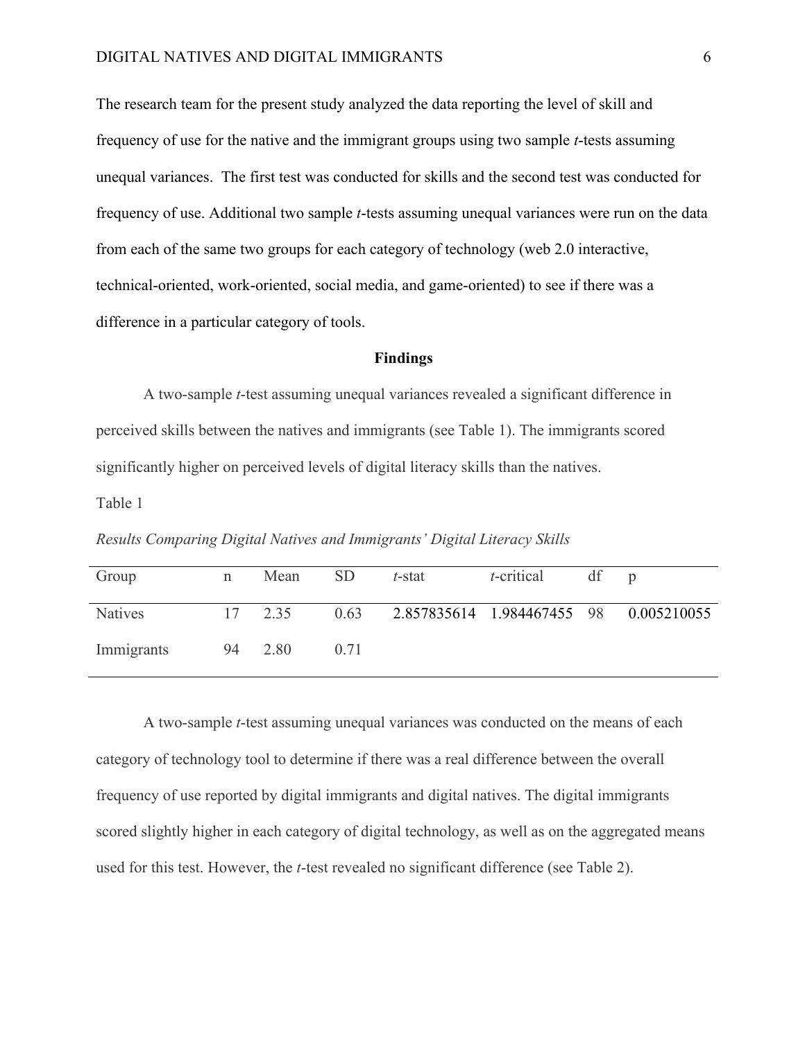The research team for the present study analyzed the data reporting the level of skill and frequency of use for the native and the immigrant groups using two sample *t*-tests assuming unequal variances. The first test was conducted for skills and the second test was conducted for frequency of use. Additional two sample *t*-tests assuming unequal variances were run on the data from each of the same two groups for each category of technology (web 2.0 interactive, technical-oriented, work-oriented, social media, and game-oriented) to see if there was a difference in a particular category of tools.

## Findings

A two-sample *t*-test assuming unequal variances revealed a significant difference in perceived skills between the natives and immigrants (see Table 1). The immigrants scored significantly higher on perceived levels of digital literacy skills than the natives.

Table 1

*Results Comparing Digital Natives and Immigrants' Digital Literacy Skills*

| Group | n | Mean | SD | *t*-stat | *t*-critical | df | p |
|---|---|---|---|---|---|---|---|
| Natives | 17 | 2.35 | 0.63 | 2.857835614 | 1.984467455 | 98 | 0.005210055 |
| Immigrants | 94 | 2.80 | 0.71 | | | | |

A two-sample *t*-test assuming unequal variances was conducted on the means of each category of technology tool to determine if there was a real difference between the overall frequency of use reported by digital immigrants and digital natives. The digital immigrants scored slightly higher in each category of digital technology, as well as on the aggregated means used for this test. However, the *t*-test revealed no significant difference (see Table 2).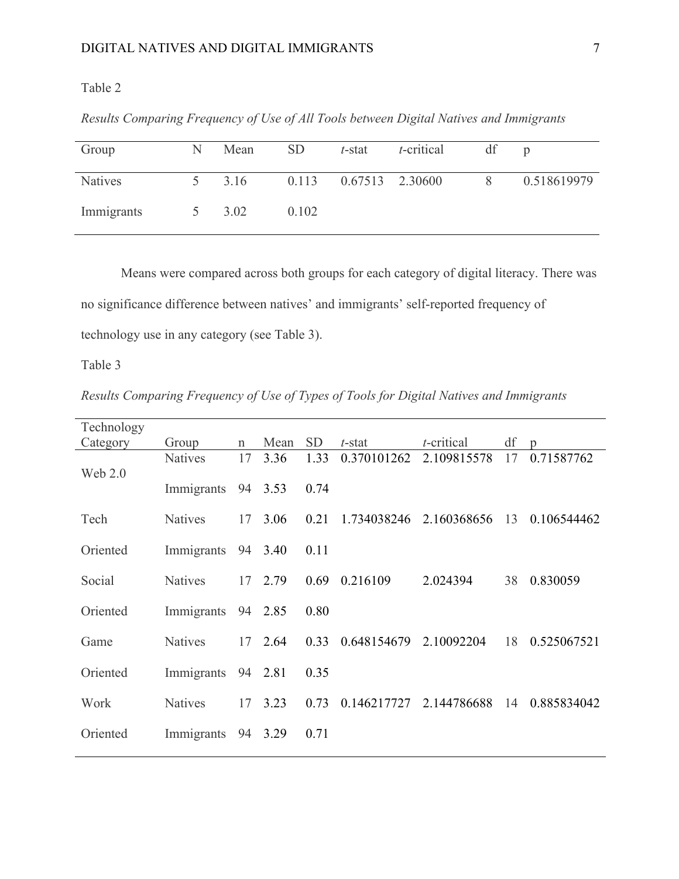Table 2

*Results Comparing Frequency of Use of All Tools between Digital Natives and Immigrants*

| Group | N | Mean | SD | *t*-stat | *t*-critical | df | p |
|---|---|---|---|---|---|---|---|
| Natives | 5 | 3.16 | 0.113 | 0.67513 | 2.30600 | 8 | 0.518619979 |
| Immigrants | 5 | 3.02 | 0.102 | | | | |

Means were compared across both groups for each category of digital literacy. There was no significance difference between natives' and immigrants' self-reported frequency of technology use in any category (see Table 3).

Table 3

*Results Comparing Frequency of Use of Types of Tools for Digital Natives and Immigrants*

| Technology Category | Group | n | Mean | SD | *t*-stat | *t*-critical | df | p |
|---|---|---|---|---|---|---|---|---|
| Web 2.0 | Natives | 17 | 3.36 | 1.33 | 0.370101262 | 2.109815578 | 17 | 0.71587762 |
| | Immigrants | 94 | 3.53 | 0.74 | | | | |
| Tech Oriented | Natives | 17 | 3.06 | 0.21 | 1.734038246 | 2.160368656 | 13 | 0.106544462 |
| | Immigrants | 94 | 3.40 | 0.11 | | | | |
| Social Oriented | Natives | 17 | 2.79 | 0.69 | 0.216109 | 2.024394 | 38 | 0.830059 |
| | Immigrants | 94 | 2.85 | 0.80 | | | | |
| Game Oriented | Natives | 17 | 2.64 | 0.33 | 0.648154679 | 2.10092204 | 18 | 0.525067521 |
| | Immigrants | 94 | 2.81 | 0.35 | | | | |
| Work Oriented | Natives | 17 | 3.23 | 0.73 | 0.146217727 | 2.144786688 | 14 | 0.885834042 |
| | Immigrants | 94 | 3.29 | 0.71 | | | | |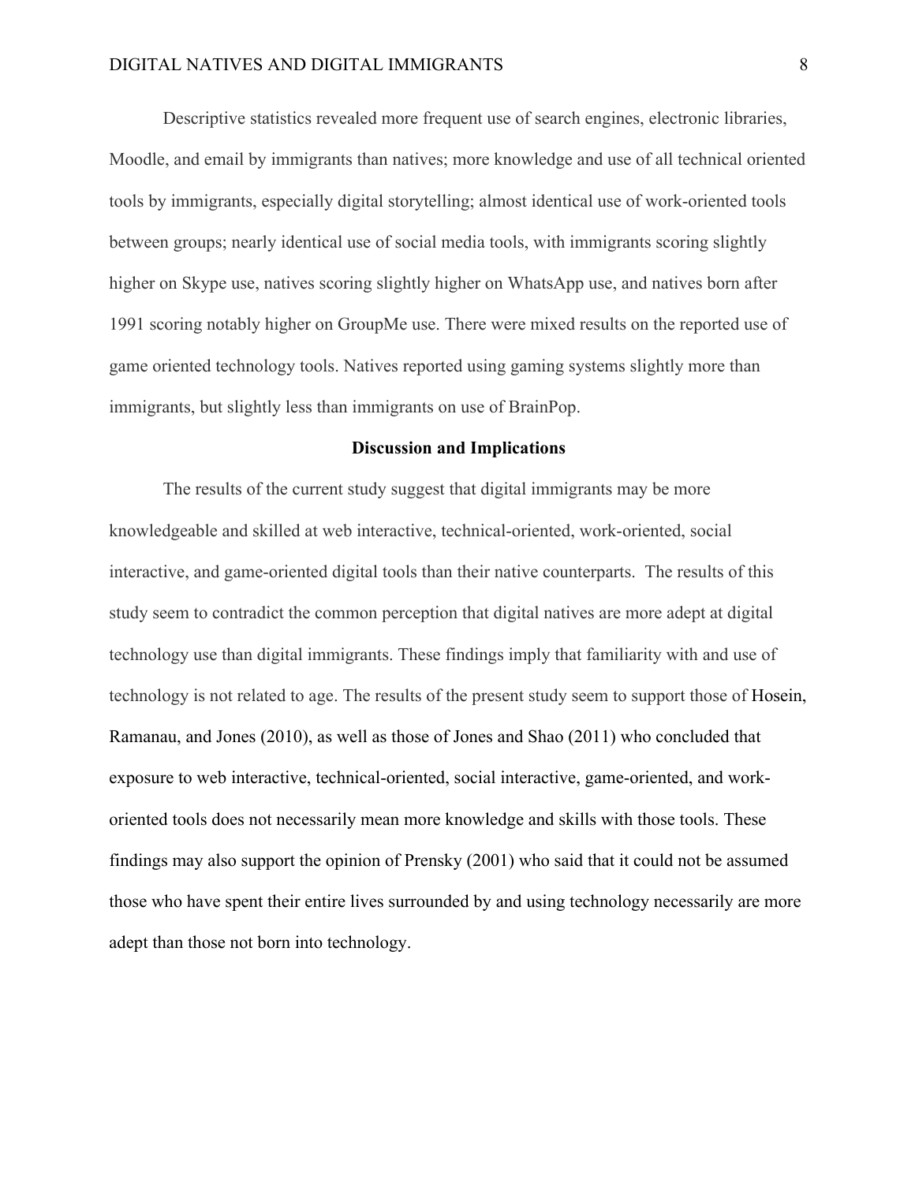Descriptive statistics revealed more frequent use of search engines, electronic libraries, Moodle, and email by immigrants than natives; more knowledge and use of all technical oriented tools by immigrants, especially digital storytelling; almost identical use of work-oriented tools between groups; nearly identical use of social media tools, with immigrants scoring slightly higher on Skype use, natives scoring slightly higher on WhatsApp use, and natives born after 1991 scoring notably higher on GroupMe use. There were mixed results on the reported use of game oriented technology tools. Natives reported using gaming systems slightly more than immigrants, but slightly less than immigrants on use of BrainPop.

## Discussion and Implications

The results of the current study suggest that digital immigrants may be more knowledgeable and skilled at web interactive, technical-oriented, work-oriented, social interactive, and game-oriented digital tools than their native counterparts. The results of this study seem to contradict the common perception that digital natives are more adept at digital technology use than digital immigrants. These findings imply that familiarity with and use of technology is not related to age. The results of the present study seem to support those of Hosein, Ramanau, and Jones (2010), as well as those of Jones and Shao (2011) who concluded that exposure to web interactive, technical-oriented, social interactive, game-oriented, and work-oriented tools does not necessarily mean more knowledge and skills with those tools. These findings may also support the opinion of Prensky (2001) who said that it could not be assumed those who have spent their entire lives surrounded by and using technology necessarily are more adept than those not born into technology.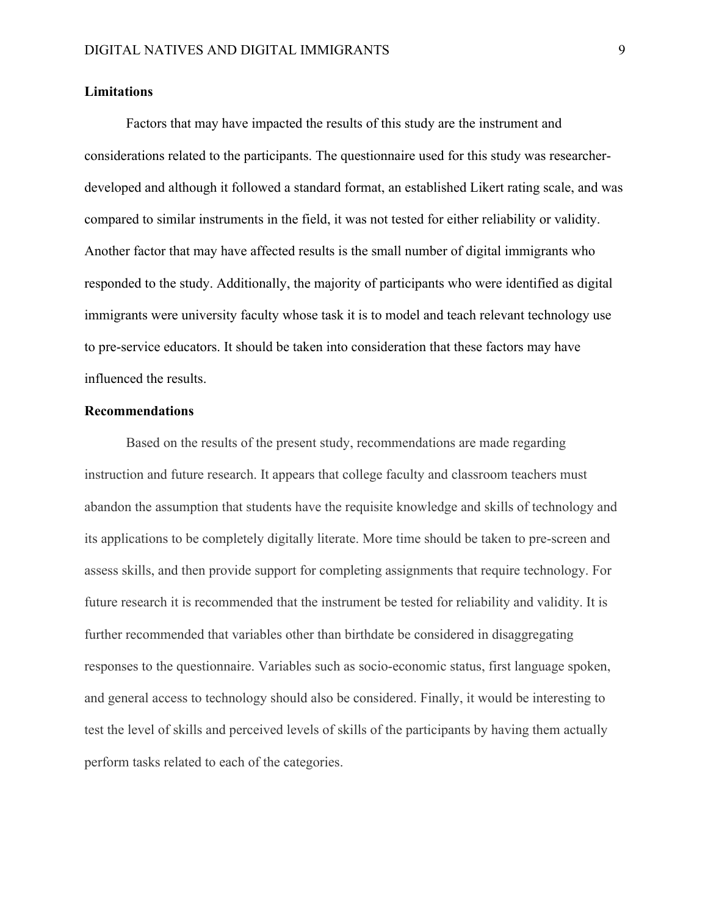## Limitations

Factors that may have impacted the results of this study are the instrument and considerations related to the participants. The questionnaire used for this study was researcher-developed and although it followed a standard format, an established Likert rating scale, and was compared to similar instruments in the field, it was not tested for either reliability or validity. Another factor that may have affected results is the small number of digital immigrants who responded to the study. Additionally, the majority of participants who were identified as digital immigrants were university faculty whose task it is to model and teach relevant technology use to pre-service educators. It should be taken into consideration that these factors may have influenced the results.

## Recommendations

Based on the results of the present study, recommendations are made regarding instruction and future research. It appears that college faculty and classroom teachers must abandon the assumption that students have the requisite knowledge and skills of technology and its applications to be completely digitally literate. More time should be taken to pre-screen and assess skills, and then provide support for completing assignments that require technology. For future research it is recommended that the instrument be tested for reliability and validity. It is further recommended that variables other than birthdate be considered in disaggregating responses to the questionnaire. Variables such as socio-economic status, first language spoken, and general access to technology should also be considered. Finally, it would be interesting to test the level of skills and perceived levels of skills of the participants by having them actually perform tasks related to each of the categories.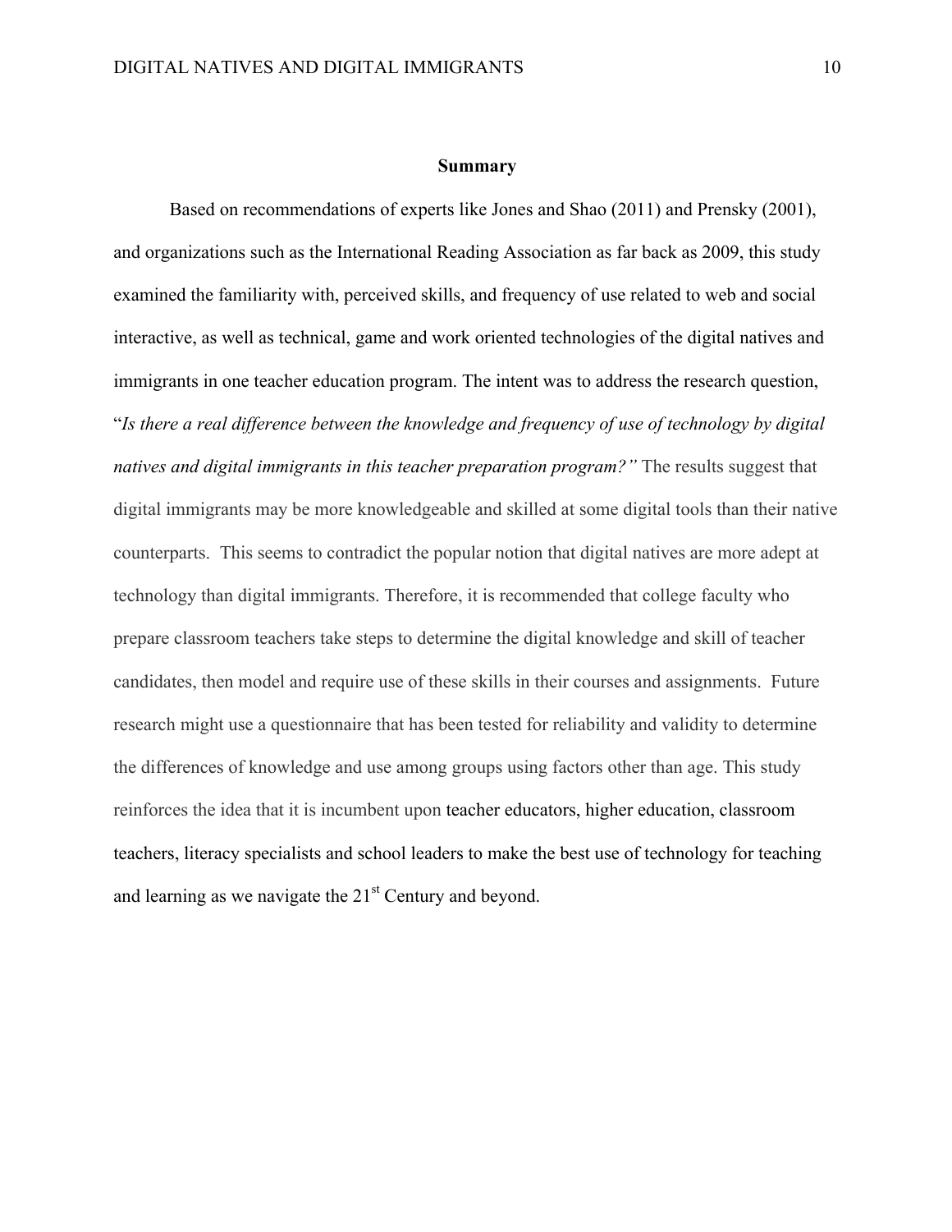## Summary

Based on recommendations of experts like Jones and Shao (2011) and Prensky (2001), and organizations such as the International Reading Association as far back as 2009, this study examined the familiarity with, perceived skills, and frequency of use related to web and social interactive, as well as technical, game and work oriented technologies of the digital natives and immigrants in one teacher education program. The intent was to address the research question, "*Is there a real difference between the knowledge and frequency of use of technology by digital natives and digital immigrants in this teacher preparation program?"* The results suggest that digital immigrants may be more knowledgeable and skilled at some digital tools than their native counterparts. This seems to contradict the popular notion that digital natives are more adept at technology than digital immigrants. Therefore, it is recommended that college faculty who prepare classroom teachers take steps to determine the digital knowledge and skill of teacher candidates, then model and require use of these skills in their courses and assignments. Future research might use a questionnaire that has been tested for reliability and validity to determine the differences of knowledge and use among groups using factors other than age. This study reinforces the idea that it is incumbent upon teacher educators, higher education, classroom teachers, literacy specialists and school leaders to make the best use of technology for teaching and learning as we navigate the 21st Century and beyond.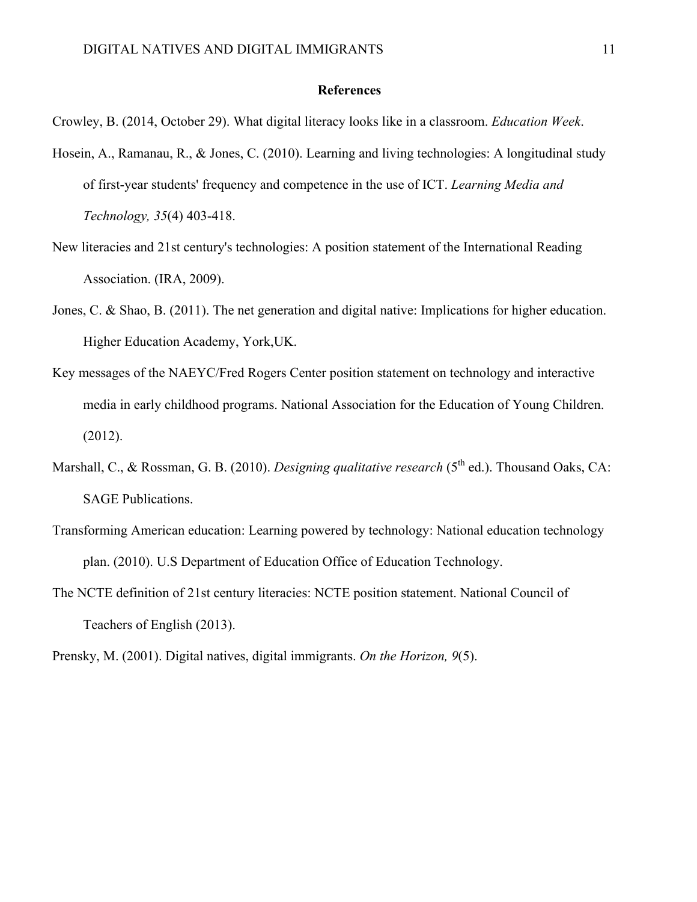**References**

Crowley, B. (2014, October 29). What digital literacy looks like in a classroom. *Education Week*.

Hosein, A., Ramanau, R., & Jones, C. (2010). Learning and living technologies: A longitudinal study of first-year students' frequency and competence in the use of ICT. *Learning Media and Technology, 35*(4) 403-418.

New literacies and 21st century's technologies: A position statement of the International Reading Association. (IRA, 2009).

Jones, C. & Shao, B. (2011). The net generation and digital native: Implications for higher education. Higher Education Academy, York,UK.

Key messages of the NAEYC/Fred Rogers Center position statement on technology and interactive media in early childhood programs. National Association for the Education of Young Children. (2012).

Marshall, C., & Rossman, G. B. (2010). *Designing qualitative research* (5th ed.). Thousand Oaks, CA: SAGE Publications.

Transforming American education: Learning powered by technology: National education technology plan. (2010). U.S Department of Education Office of Education Technology.

The NCTE definition of 21st century literacies: NCTE position statement. National Council of Teachers of English (2013).

Prensky, M. (2001). Digital natives, digital immigrants. *On the Horizon, 9*(5).